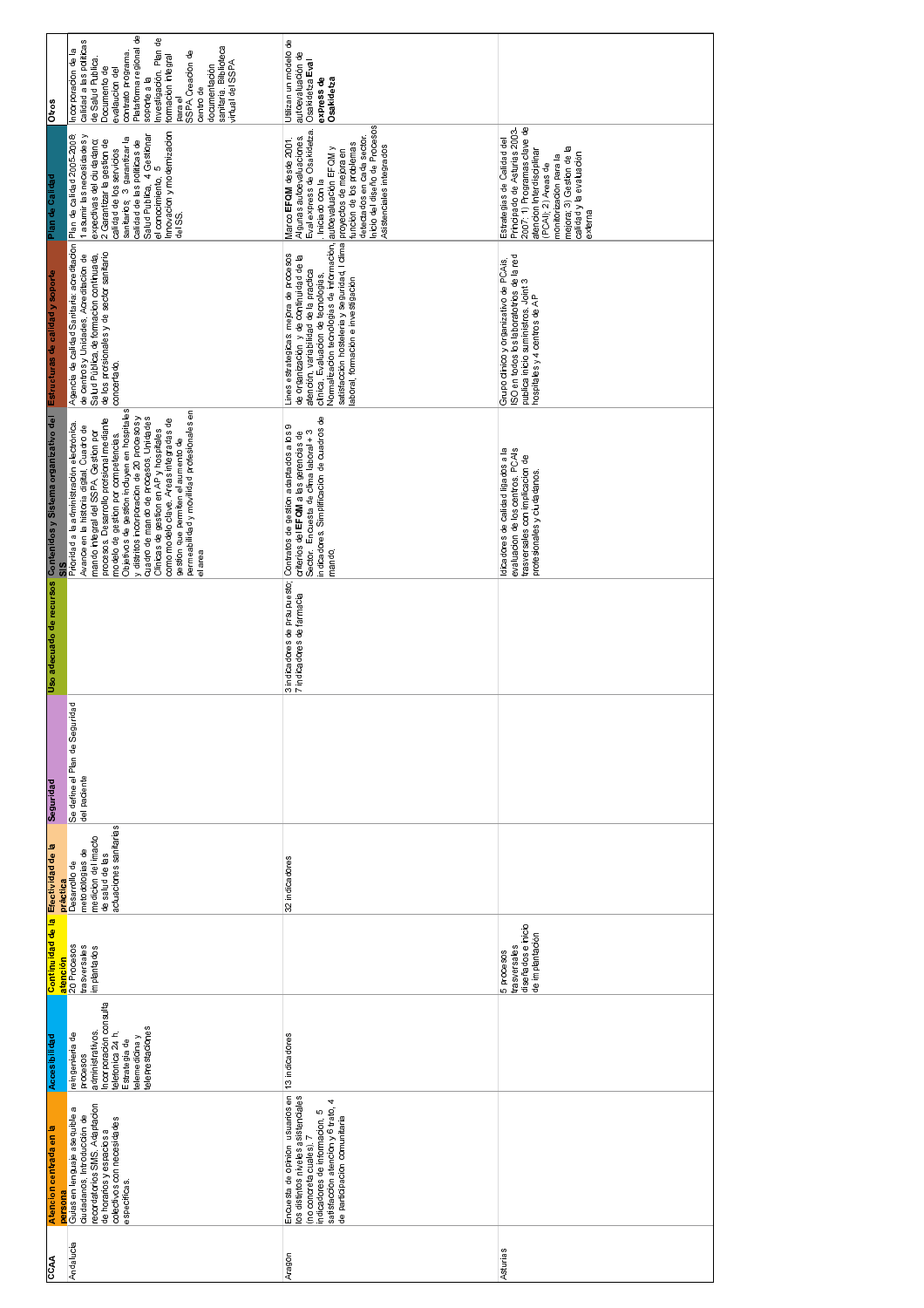| CCAA | Atención centrada en la persona | Accesibilidad | Continuidad de la atención | Efectividad de la práctica | Seguridad | Uso adecuado de recursos | Contenidos y Sistema organizativo del SIS | Estructuras de calidad y soporte | Plan de Calidad | Otros |
|---|---|---|---|---|---|---|---|---|---|---|
| Andalucía | Guías en lenguaje asequible a ciudadanos. Introducción de recordatorios SMS. Adaptación de horarios y espacios a colectivos con necesidades específicas. | reingeniería de procesos administrativos. Incorporación consulta telefónica 24 h. Estrategia de telemedicina y teleprestaciones | 20 Procesos trasversales implantados | Desarrollo de metodologías de medición del imacto de salud de las actuaciones sanitarias | Se define el Plan de Seguridad del Paciente | | Prioridad a la administración electrónica. Avance en la historia digital. Cuadro de mando integral del SSPA. Gestión por procesos. Desarrollo profesional mediante modelo de gestión por competencias. Objetivos de gestión incluyen en hospitales y distritos incorporación de 20 procesos y cuadro de mando de procesos. Unidades Clínicas de gestión en AP y hospitales como modelo clave. Áreas integradas de gestión que permiten el aumento de permeabilidad y movilidad profesionales en el área | Agencia de calidad Sanitaria: acreditación de Centros y Unidades, Acreditación de Salud Pública, de formación continuada, de los profesionales y de sector sanitario concertado. | Plan de calidad 2005-2008: 1 asumir las necesidades y expectivas del ciudadano; 2 Garantizar la gestión de calidad de los servicios sanitarios; 3 garantizar la calidad de las políticas de Salud Pública, 4 Gestionar el conocimiento, 5 Innovación y modernización del SS. | Incorporación de la calidad a las políticas de Salud Pública. Documento de evaluación del contrato programa. Plataforma regional de soporte a la investigación. Plan de formación integral para el SSPA Creación de centro de documentación sanitaria. Biblioteca virtual del SSPA |
| Aragón | Encuesta de opinión usuarios en los distintos niveles asistenciales (no concreta cuales). 7 indicadores de información, 5 satisfacción atención y 6 trato, 4 de participación comunitaria | 13 indicadores | | 32 indicadores | | 3 indicadores de presupuesto; 7 indicadores de farmacia | Contratos de gestión adaptados a los 9 criterios del **EFQM** a las gerencias de Sector. Encuesta de clima laboral + 3 indicadores. Simplificación de cuadros de mando. | Lines estrategicas: mejora de procesos de organización y de continuidad de la atención, variabilidad de la practica clínica, Evaluación de tecnologías, Normalización tecnologías de información, satisfacción hostelería y seguridad, l clima laboral, formación e investigación | Marco **EFQM** desde 2001. Algunas autoevaluaciones. Eval express de Osakidetza. Iniciado con la autoevaluación EFQM y proyectos de mejora en función de los problemas detectados en cada sector. Inicio del diseño de Procesos Asistenciales integrados | Utilizan un modelo de autoevaluación de Osakidetza **Eval express de Osakidetza** |
| Asturias | | | 5 procesos trasversales diseñados e inicio de implantación | | | | Indicadores de Calidad ligados a la evaluación de los centros. PCAIs trasversales con implicación de profesionales y ciudadanos. | Grupo clínico y organizativo de PCAIs. ISO en todos los laboratorios de la red pública inicio suministros. Joint 3 hospitales y 4 centros de AP | Estrategias de Calidad del Principado de Asturias 2003-2007: 1) Programas clave de atención interdisciplinar (PCAI); 2) Áreas de monitorización para la mejora; 3) Gestión de la calidad y la evaluación externa | |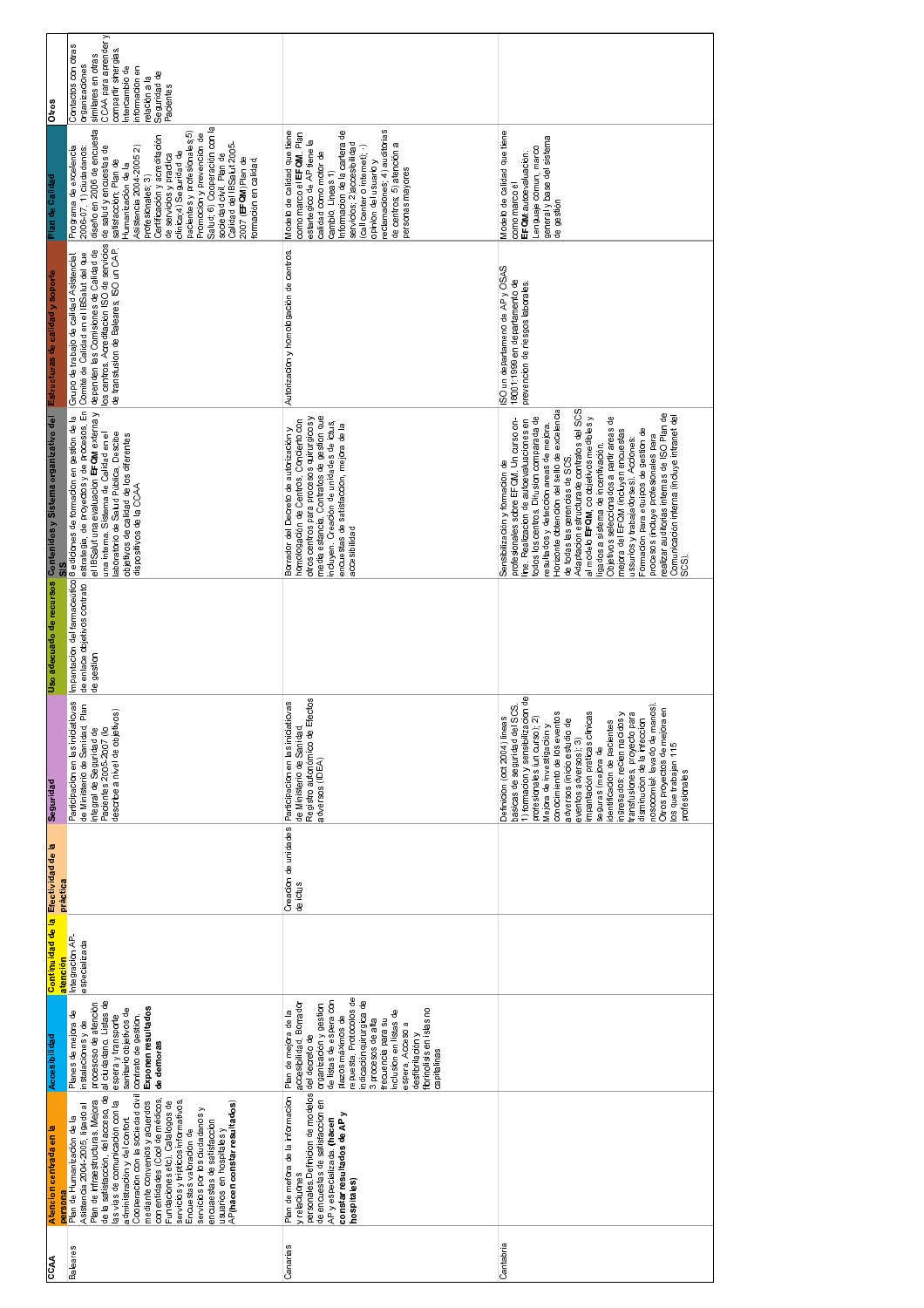| CCAA | Atención centrada en la persona | Accesibilidad | Continuidad de la atención | Efectividad de la práctica | Seguridad | Uso adecuado de recursos | Contenidos y Sistema organizativo del SIS | Estructuras de calidad y soporte | Plan de Calidad | Otros |
|---|---|---|---|---|---|---|---|---|---|---|
| Baleares | Plan de Humanización de la Asistencia 2004-2005, ligado al Plan de infraestructuras. Mejora de la satisfacción, del acceso, de las vías de comunicación con la administración y del confort. Cooperación con la sociedad civil mediante convenios y acuerdos con entidades (Col. de médicos, Fundaciones etc). Catálogos de servicios y trípticos informativos. Encuestas valoración de servicios por los ciudadanos y encuestas de satisfacción usuarios en hospitales y AP (**hacen constar resultados**) | Planes de mejora de instalaciones y de procesos de atención al ciudadano. Listas de espera y transporte sanitario objetivos de contrato de gestión. **Exponen resultados de demoras** | Integración AP-especializada | | Participación en las iniciativas de Ministerio de Sanidad. Plan integral de Seguridad de Pacientes 2005-2007 (lo describe a nivel de objetivos) | Implantación del farmacéutico de enlace objetivos contrato de gestión | 8 ediciones de formación en gestión de la estrategia de proyectos y de procesos. En el IBSalut una evaluación **EFQM** externa y una interna. Sistema de Calidad en el laboratorio de Salud Pública. Describe objetivos de calidad de los diferentes dispositivos de la CCAA | Grupo de trabajo de calidad Asistencial. Comité de Calidad en el IBSalut del que dependen las Comisiones de Calidad de los centros. Acreditación ISO de servicios de transfusión de Baleares. ISO un CAP. | Programa de excelencia 2006-07: 1) ciudadanos: diseño en 2006 de encuesta de salud y encuestas de satisfacción; Plan de Humanización de la Asistencia 2004-2005 2) Profesionales; 3) Certificación y acreditación de servicios y práctica clínica;4) Seguridad de pacientes y profesionales;5) Promoción y prevención de Salud; 6) Cooperación con la sociedad civil. Plan de Calidad del IBSalut 2005-2007 (**EFQM**) Plan de formación en calidad | Contactos con otras organizaciones similares en otras CCAA para aprender y compartir sinergias. Intercambio de información en relación a la Seguridad de Pacientes |
| Canarias | Plan de mejora de la información y reclamaciones personales.Definición de modelos de encuestas de satisfacción en AP y especializada. (**hacen constar resultados de AP y hospitales**) | Plan de mejora de la accesibilidad. Borrador del decreto de organización y gestión de listas de espera con plazos máximos de respuesta. Protocolos de indicación quirúrgica de 3 procesos de alta frecuencia para su inclusión en listas de espera. Acceso a desfibrilación y fibrinolisis en islas no capitalinas | | Creación de unidades de ictus | Participación en las iniciativas de Ministerio de Sanidad. Registro autonómico de Efectos adversos (IDEA) | | Borrador del Decreto de autorización y homologación de Centros. Concierto con otros centros para procesos quirúrgicos y media estancia. Contratos de gestión que incluyen. Creación de unidades de ictus, encuestas de satisfacción, mejora de la accesibilidad | Autorización y homologación de centros. | Modelo de calidad que tiene como marco el **EFQM**. Plan estratégico de AP tiene la calidad como motor de cambio. Líneas 1) Información de la cartera de servicios; 2) accesibilidad (call center o internet); 3) opinión del usuario y reclamaciones; 4) auditorías de centros; 5) atención a personas mayores | |
| Cantabria | | | | | Definición (oct 2004) líneas básicas de seguridad del SCS. 1) formación y sensibilización de profesionales (un curso); 2) Mejora de investigación y conocimiento de los eventos adversos (inicio estudio de eventos adversos); 3) implantación prácticas clínicas seguras (mejora de identificación de pacientes ingresados; recién nacidos y transfusiones, proyecto para disminución de la infección nosocomial: lavado de manos). Otros proyectos de mejora en los que trabajan 115 profesionales | | Sensibilización y formación de profesionales sobre EFQM. Un curso on-line. Realización de autoevaluaciones en todos los centros. Difusión comparada de resultados y detección áreas de mejora. Horizonte obtención del sello de excelencia de todas las gerencias de SCS. Adaptación estructura de contratos del SCS al modelo **EFQM**, con objetivos medibles y ligados a sistema de incentivación. Objetivos seleccionados a partir áreas de mejora de EFQM (incluyen encuestas usuarios y trabajadores). Acciones: Formación para equipos de gestión de procesos (incluye profesionales para realizar auditorías internas de ISO Plan de Comunicación interna (incluye intranet del SCS). | ISO un departamento de AP y OSAS 18001:1999 en departamento de prevención de riesgos laborales. | Modelo de calidad que tiene como marco el **EFQM** autoevaluación. Lenguaje común, marco general y base del sistema de gestión | |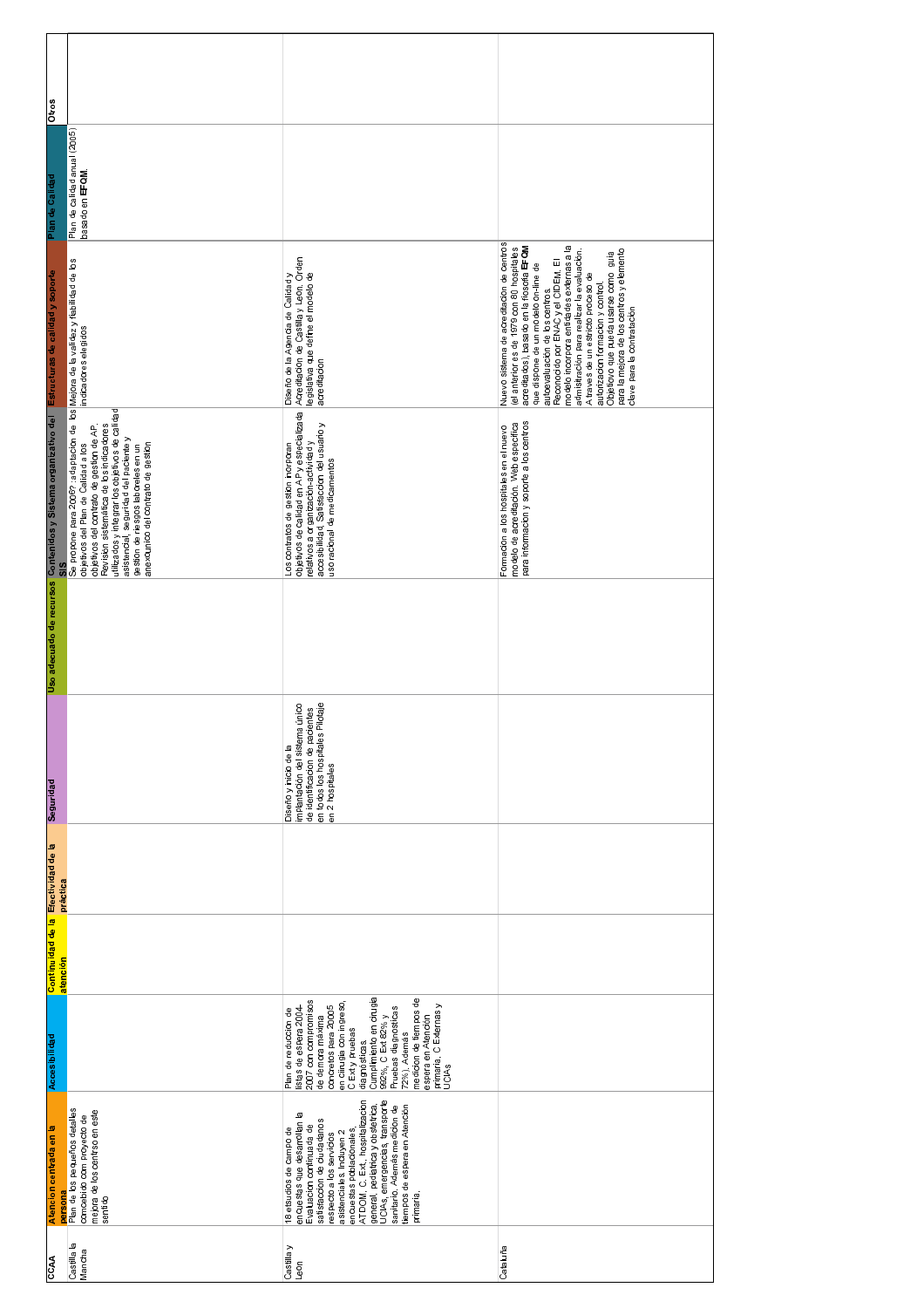| CCAA | Atención centrada en la persona | Accesibilidad | Continuidad de la atención | Efectividad de la práctica | Seguridad | Uso adecuado de recursos | Contenidos y Sistema organizativo del SIS | Estructuras de calidad y soporte | Plan de Calidad | Otros |
|---|---|---|---|---|---|---|---|---|---|---|
| Castilla la Mancha | Plan de los pequeños detalles concebido com proyecto de mejora de los centros en este sentido | | | | | | Se propone para 2006? adaptación de los objetivos del Plan de Calidad a los objetivos del contrato de gestión de AP. Revisión sistemática de los indicadores utilizados y integrar los objetivos de calidad asistencial, seguridad del paciente y gestión de riesgos laborales en un anexo único del contrato de gestión | Mejora de la validez y fiabilidad de los indicadores elegidos | Plan de calidad anual (2005) basado en **EFQM**. | |
| Castilla y León | 18 estudios de campo de encuestas que desarrollan la Evaluación continuada de satisfacción de ciudadanos respecto a los servicios asistenciales. Incluyen 2 encuestas poblacionales, ATDOM, C. Ext., hospitalización general, pediatrica y obstetrica, UCIAs, emergencias, transporte sanitario. Además medición de tiempos de espera en Atención primaria. | Plan de reducción de listas de espera 2004-2007 con compromisos de demora máxima concretos para 2005 en cirugía con ingreso, C Ext y pruebas diagnósticas. Cumplimiento en cirugía 99%, C Ext 82% y Pruebas diagnosticas 72%). Además medición de tiempos de espera en Atención primaria, C Externas y UCIAs | | | Diseño y inicio de la implantación del sistema único de identificación de pacientes en todos los hospitales Pilotaje en 2 hospitales | | Los contratos de gestión incorporan objetivos de calidad en AP y especializada relativos a organización-actividad y accesibilidad, Satisfacción del usuario y uso racional de medicamentos | Diseño de la Agencia de Calidad y Acreditación de Castilla y León. Orden legislativa que define el modelo de acreditación | | |
| Cataluña | | | | | | | Formación a los hospitales en el nuevo modelo de acreditación. Web específica para información y soporte a los centros | Nuevo sistema de acreditación de centros (el anterior es de 1979 con 80 hospitales acreditados), basado en la filosofía **EFQM** que dispone de un modelo on-line de autoevaluación de los centros. Reconocido por ENAC y el CIDEM. El modelo incorpora entidades externas a la administración para realizar la evaluación. A traves de un estricto proceso de autorización formacion y control. Objetivo: que pueda usarse como guia para la mejora de los centros y elemento clave para la contratación | | |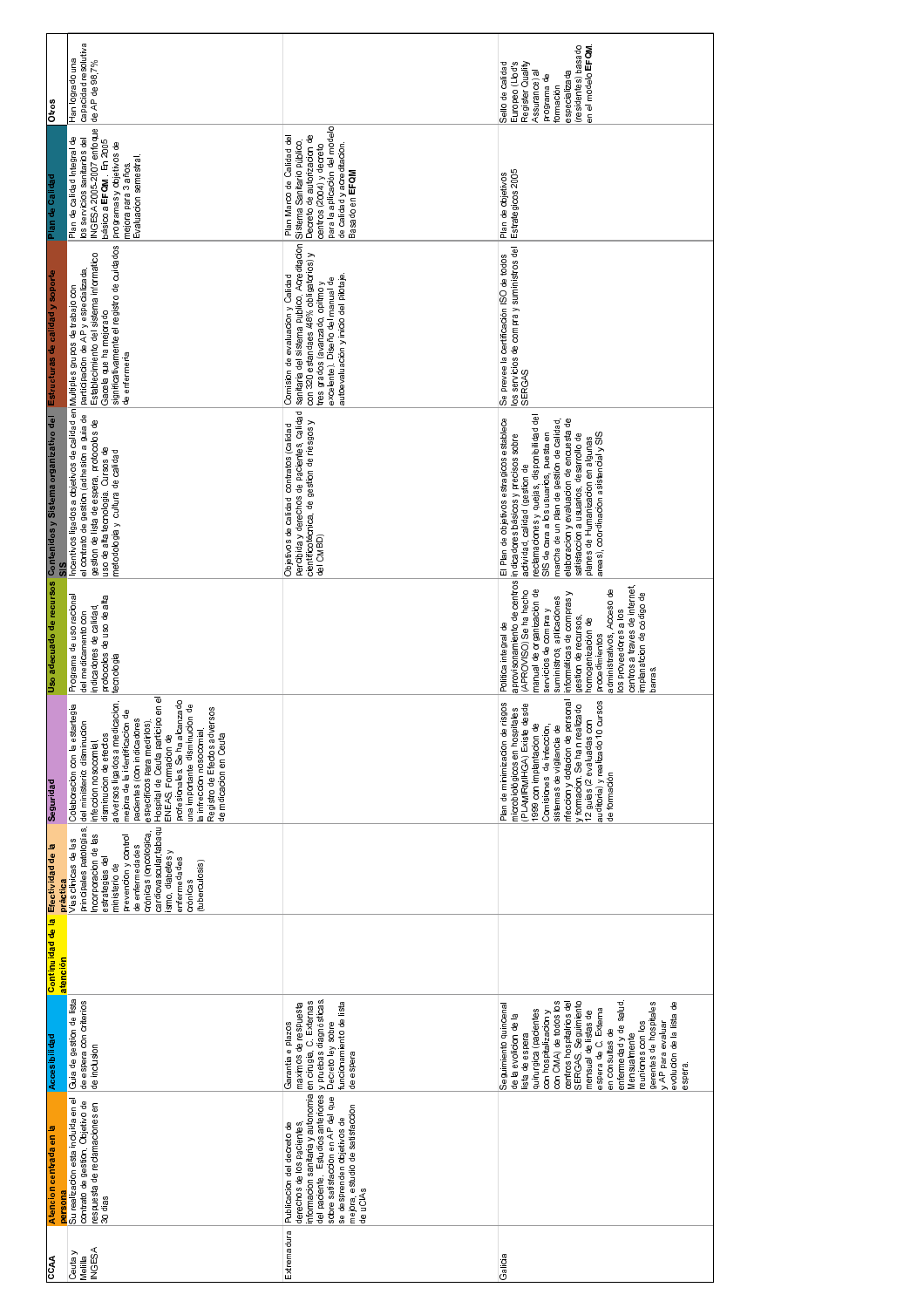| CCAA | Atención centrada en la persona | Accesibilidad | Continuidad de la atención | Efectividad de la práctica | Seguridad | Uso adecuado de recursos | Contenidos y Sistema organizativo del SIS | Estructuras de calidad y soporte | Plan de Calidad | Otros |
|---|---|---|---|---|---|---|---|---|---|---|
| Ceuta y Melilla INGESA | Su realización está incluida en el contrato de gestión. Objetivo de respuesta de reclamaciones en 30 días | Guía de gestión de lista de espera con criterios de inclusión | | Vías clínicas de las principales patologías. Incorporación de las estrategias del ministerio de prevención y control de enfermedades crónicas (oncología, cardiovascular, tabaquismo, diabetes y enfermedades crónicas (tuberculosis) | Colaboración con la estrategia del ministerio: disminución infección nosocomial, disminución de efectos adversos ligados a medicación, mejora de la identificación de pacientes (con indicadores específicos para medirlos). Hospital de Ceuta participó en el ENEAS. Formación de profesionales. Se ha alcanzado una importante disminución de la infección nosocomial. Registro de Efectos adversos de medicación en Ceuta | Programa de uso racional del medicamento con indicadores de calidad, protocolos de uso de alta tecnología | Incentivos ligados a objetivos de calidad en el contrato de gestión (adhesión a guía de gestión de lista de espera, protocolos de uso de alta tecnología. Cursos de metodología y cultura de calidad | Múltiples grupos de trabajo con participación de AP y especializada. Establecimiento del sistema informático Gacela que ha mejorado significativamente el registro de cuidados de enfermería | Plan de calidad Integral de los servicios sanitarios del INGESA 2005-2007 enfoque básico a **EFQM**. En 2005 programas y objetivos de mejora para 3 años. Evaluación semestral. | Han logrado una capacidad resolutiva de AP de 98,7% |
| Extremadura | Publicación del decreto de derechos de los pacientes, información sanitaria y autonomía del paciente. Estudios anteriores sobre satisfacción en AP del que se desprenden objetivos de mejora, estudio de satisfacción de UCIAs | Garantía e plazos máximos de respuesta en cirugía, C. Externas y pruebas diagnósticas. Decreto ley sobre funcionamiento de lista de espera | | | | | Objetivos de calidad contratos (calidad Percibida y derechos de pacientes, calidad científicotécnica, de gestión de riesgos y del CMBD) | Comisión de evaluación y Calidad Sanitaria del sistema público. Acreditación con 320 estándares (48% obligatorios) y tres grados (avanzado, óptimo y excelente). Diseño del manual de autoevaluación y inicio del pilotaje. | Plan Marco de Calidad del Sistema Sanitario público. Decreto de autorización de centros (2004) y decreto para la aplicación del modelo de calidad y acreditación. Basado en **EFQM** | |
| Galicia | | Seguimiento quincenal de la evolución de la lista de espera quirúrgica (pacientes con hospitalización y con CMA) de todos los centros hospitalarios del SERGAS. Seguimiento mensual de listas de espera de C. Externa en consultas de enfermedad y de salud. Mensualmente reuniones con los gerentes de hospitales y AP para evaluar evolución de la lista de espera. | | | Plan de minimización de riesgos microbiológicos en hospitales (PLAMIRMIHGA). Existe desde 1999 con implantación de Comisiones de infección, sistemas de vigilancia de infección y dotación de personal y formación. Se han realizado 12 guías (2 evaluadas con auditoría) y realizado 10 cursos de formación | Política integral de aprovisionamiento de centros (APROVISO). Se ha hecho manual de organización de servicios de compra y suministros, aplicaciones informáticas de compras y gestión de recursos, homogeneización de procedimientos administrativos. Acceso de los proveedores a los centros a través de internet, implantación de código de barras. | El Plan de objetivos estratégicos establece indicadores básicos y precisos sobre actividad, calidad (gestión de reclamaciones y quejas, disponibilidad del SIS de cara a los usuarios, puesta en marcha de un plan de gestión de calidad, elaboración y evaluación de encuesta de satisfacción a usuarios, desarrollo de planes de Humanización en algunas áreas), coordinación asistencial y SIS | Se prevee la certificación ISO de todos los servicios de compra y suministros del SERGAS | Plan de objetivos Estratégicos 2005 | Sello de calidad Europeo (Lloyd's Register Quality Assurance) al programa de formación especializada (residentes) basado en el modelo **EFQM**. |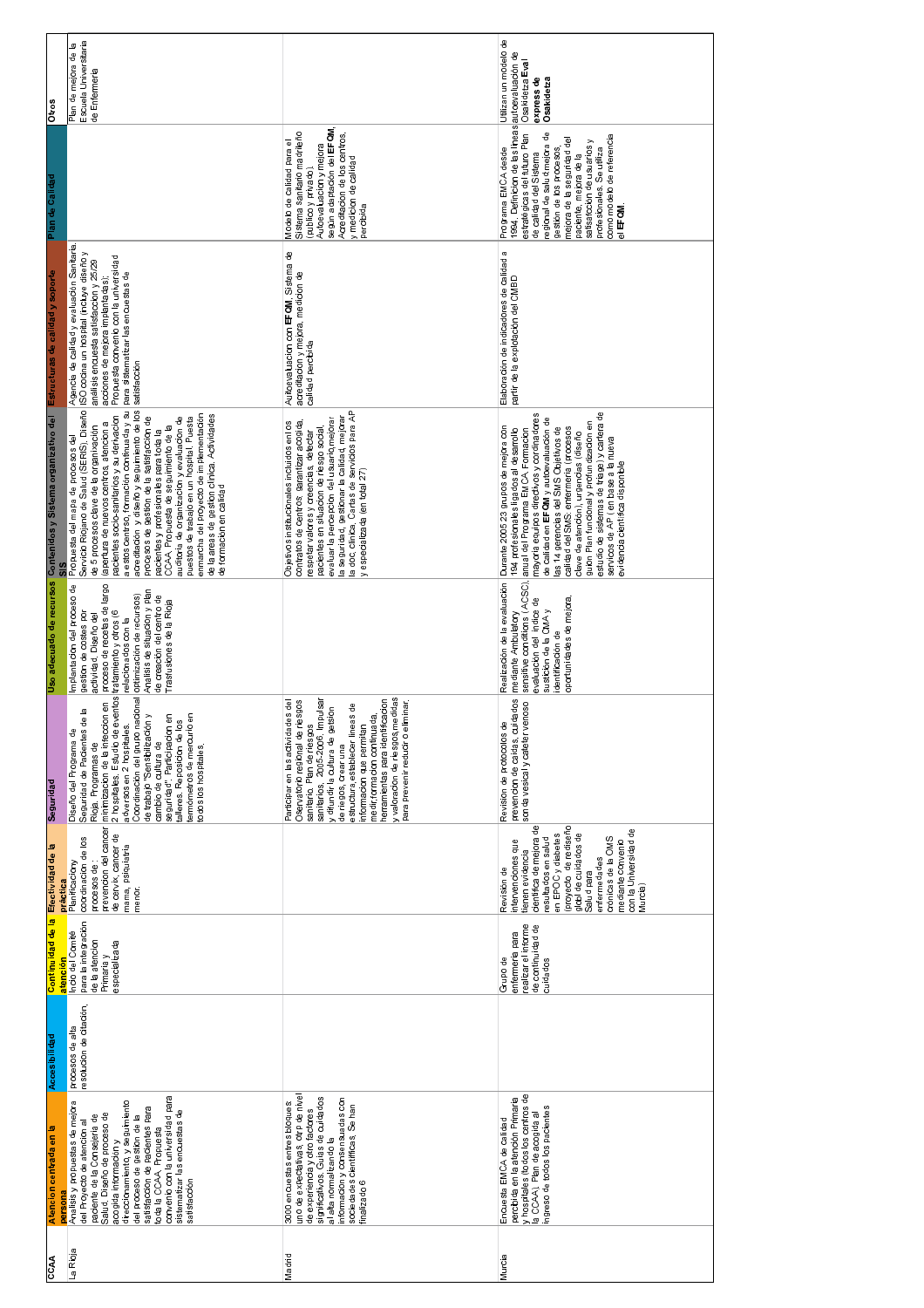| CCAA | Atención centrada en la persona | Accesibilidad | Continuidad de la atención | Efectividad de la práctica | Seguridad | Uso adecuado de recursos | Contenidos y Sistema organizativo del SIS | Estructuras de calidad y soporte | Plan de Calidad | Otros |
|---|---|---|---|---|---|---|---|---|---|---|
| La Rioja | Análisis y propuestas de mejora del Proyecto de atención al paciente de la Consejería de Salud. Diseño de proceso de acogida información y direccionamiento, y seguimiento del proceso de gestión de la satisfacción de pacientes Para toda la CCAA. Propuesta convenio con la universidad para sistematizar las encuestas de satisfacción | procesos de alta resolución de citación. | Inicio de Comité para la integración de la atención Primaria y especializada | Planificación y coordinación de los procesos de : prevención del cáncer de cérvix, cáncer de mama, psiquiatría menor. | Diseño del Programa de Seguridad de Pacientes de la Rioja. Programas de minimización de la infección en 2 hospitales. Estudio de eventos adversos en 2 hospitales. Coordinación del grupo nacional de trabajo "Sensibilización y cambio de cultura de seguridad". Participación en talleres. Reposición de los termómetros de mercurio en todos los hospitales. | Implantación del proceso de gestión de costes por actividad. Diseño del proceso de recetas de largo tratamiento y otros (6 relacionados con la optimización de recursos) Análisis de Situación y Plan de creación del Centro de Trasfusiones de la Rioja | Propuesta del mapa de procesos del Servicio Riojano de Salud (SERIS). Diseño de 5 procesos clave de la organización (apertura de nuevos centros, atención a pacientes socio-sanitarios y su derivación a estos centros, formación continuada y su acreditación y diseño y seguimiento de los procesos de gestión de la satisfacción de pacientes y profesionales para toda la CCAA. Propuesta de seguimiento de la auditoria de organización y evaluación de puestos de trabajo en un hospital. Puesta enmarcha del proyecto de implementación de la areas de gestion clinica. Actividades de formación en calidad | Agencia de calidad y evaluación Sanitaria. ISO cocina un hospital (incluye diseño y análisis encuesta satisfacción y 25/29 acciones de mejora implantadas); Propuesta convenio con la universidad para sistematizar las encuestas de satisfacción | | Plan de mejora de la Escuela Universitaria de Enfermería |
| Madrid | 3000 encuestas entre bloques uno de expectativas, otro de nivel de experiencia y otro factores significativos. Guías de cuidados al alta normalizando la información y consensuadas con sociedades científicas. Se han finalizado 6 | | | | Participar en las actividades del Observatorio regional de riesgos sanitario. Plan de riesgos sanitarios, 2005-2006. Impulsar y difundir la cultura de gestión de riesgos, crear una estructura, establecer líneas de información que permitan medir, formación continuada, herramientas para identificación y valoración de riesgos, medidas para prevenir reducir o eliminar. | | Objetivos institucionales incluidos en los contratos de centros: garantizar acogida, respetar valores y creencias, detectar pacientes en situación de riesgo social, evaluar la Percepción del usuario, mejorar la seguridad, gestionar la calidad, mejorar la doc. clínica. Cartas de servicios para AP y especializada (en total 27) | Autoevaluación con **EFQM**. Sistema de acreditación y mejora, medición de calidad percibida | Modelo de calidad para el Sistema sanitario madrileño (público y privado). Autoevaluación y mejora según adaptación del **EFQM**, Acreditación de los centros, y medición de calidad percibida | |
| Murcia | Encuesta EMCA de calidad percibida en la atención Primaria y hospitales (todos los centros de la CCAA). Plan de acogida al ingreso de todos los pacientes | | Grupo de enfermería para realizar el informe de continuidad de cuidados | Revisión de intervenciones que tienen evidencia científica de mejora de resultados en salud en EPOC y diabetes (proyecto de rediseño global de cuidados de Salud para enfermedades crónicas de la OMS mediante convenio con la Universidad de Murcia) | Revisión de protocolos de prevención de caídas, cuidados sonda vesical y catéter venoso | Realización de la evaluación mediante Ambulatory sensitive conditions (ACSC), evaluación del índice de sustitución de la CMA y identificación de oportunidades de mejora. | Durante 2005 23 grupos de mejora con 194 profesionales ligados al desarrollo anual del Programa. EMCA. Formación mayoría equipos directivos y coordinadores de calidad en **EFQM** y autoevaluación de las 14 gerencias del SMS Objetivos de calidad del SMS: enfermería (procesos clave de atención), urgencias (diseño guión Plan funcional y profundización en estudio de sistemas de triaje) y cartera de servicios de AP (en base a la nueva evidencia científica disponible | Elaboración de indicadores de calidad a partir de la explotación del CMBD | Programa EMCA desde 1994. Definición de las líneas estratégicas del futuro Plan de calidad del Sistema regional de salud (mejora de gestión de los procesos, mejora de la seguridad del paciente, mejora de la satisfacción de usuarios y profesionales. Se utiliza como modelo de referencia el **EFQM**. | Utilizan un modelo de autoevaluación de Osakidetza **Eval express de Osakidetza** |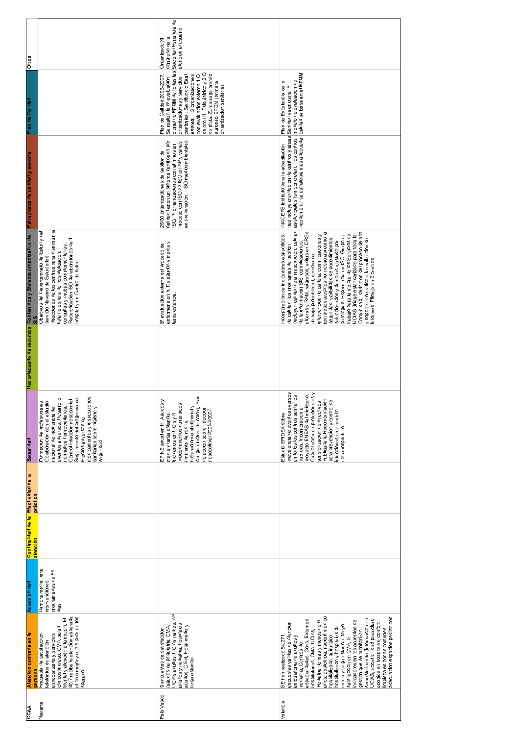| CCAA | Atención centrada en la persona | Accesibilidad | Continuidad de la atención | Efectividad de la práctica | Seguridad | Uso adecuado de recursos | Contenidos y Sistema organizativo del SIS | Estructuras de calidad y soporte | Plan de Calidad | Otros |
|---|---|---|---|---|---|---|---|---|---|---|
| Navarra | Encuesta de satisfacción telefónica de atención especializada y servicios clínicos(ingreso, CMA, salud Mental y atención a la mujer). El 80,7 recibe la atención esperada, el 15,5 mejor y el 3,5 peor de lo esperado | Demora media para intervenciones programadas de 89 días. | | | Formación de profesionales. Colaboración con el estudio nacional de incidencia de eventos adversos. Desarrollo normativa hemovigilancia. Control infección nosocomial. Seguimiento del programa de Efectos adversos de medicamentos y inspecciones sanitarias sobre higiene y seguridad. | | Objetivos del Departamento de Salud y del Servicio Navarro de Salud a las direcciones de los centros para disminuir la lista de espera de hospitalización, consultas y pruebas complementarias. Recertificación ISO de laboratorios de 1 hospital y un Centro de salud | | | |
| País Vasco | 9 encuestas de satisfacción (agudos de psiquiatría, CMA, UCIAs adultos, UCIAs padres, AP adultos y pediatría, hospitales agudos, CExt, Hosp media y larga estancia | | | | EPINE anual en H. Agudos y media y larga estancia. Incidencia en UCIs y 3 procedimientos quirúrgicos (implante de rodilla, histerectomía abdominal y cirugía electiva de colon). Plan de acción sobre Infección nosocomial 2005-2007 | | 5ª evaluación externa del proceso de enfermería en h. De agudos y media y larga estancia. | 25/30 Organizaciones de gestión de calidad tienen un sistema certificado por ISO. 15 organizaciones con al menos un proceso con ISO.23 ISO en AP y varias en preparación. ISO medioambientales. | Plan de Calidad 2003-2007. Se realizó la 5ª evaluación bienal de **EFQM** de todas las organizaciones y servicios centrales. Se difundió **Eval expres**. 3 organizaciones con evaluación externa 1 Q de oro (H. Psiquiátrico y 2 Q de plata, Zumarraga premio europeo EFQM (primera organización sanitaria). | Organizado XII congreso de la Sociedad Española de atención al usuario |
| Valencia | SE han realizado 54.271 encuestas válidas de Atención ambulatoria de adultos y pediatría, Centros de especialidades, Cons. Externas hospitalarias, CMA, UCIAS, Pediatría de mas y menos de 6 años, obstetricia, pacient medico hospitalizado, quirúrgico hospitalizado y hospitales de media y larga estancia. Mayor satisfacción en CMA. 5 indicadores en los acuerdos de gestión que se monitorizan semestralmente (información en UCIAS, accesibilidad para citas, acogida en hospitales, confort limpieza en zonas comunes adecuación espacios pediátricos | | | | Estudio EPIDEA sobre prevalencia de eventos aversos en todos los centros sanitarios públicos. Incorporación al proyecto ENEAS del ministerio. Capacitación de profesionales y sensibilización de directivos. Publicada la Recomendación para prevención y control de infecciones en el ámbito extrahospitalario | | Incorporación de indicadores específicos de calidad a los programas de gestión (incluyen calidad de la prescripción, calidad de la información SIS, complicaciones, úlceras y RAM, reingresos, exitus en DRGs de baja probabilidad, demora de intervención de cadera, complicaciones y reingresos ajustados por riesgo así como la seguridad, variabilidad de procedimientos seleccionados y demoras ajustado por patologías. Experiencia en ISO. Grupo de trabajo para la mejora de los Servicios de UCIAS (triage estandarizado para toda la Comunidad, definición del proceso de alta y soporte informático a la realización de informes. Pilotaje en 3 centros | INACEPS Instituto para la acreditación que incluye credtación de centros y áreas asistenciales (sin concertar). Los centros pueden elgir su estrategia más adecuada | Plan de Excelencia de la Sanidad valenciana. El modelo de evaluación de calidad se basa en el **EFQM** | |